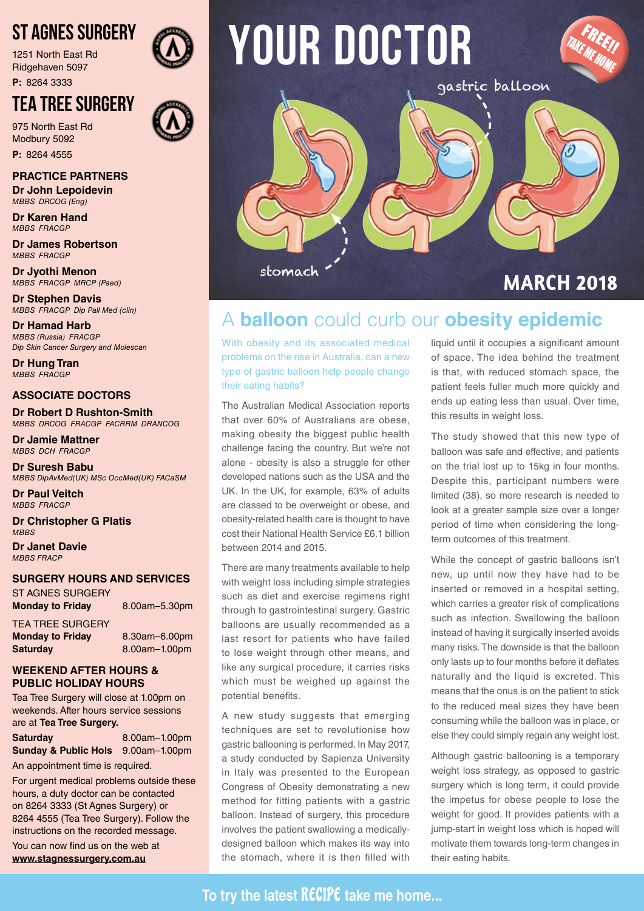# ST AGNES SURGERY

1251 North East Rd
Ridgehaven 5097
**P:** 8264 3333

# TEA TREE SURGERY

975 North East Rd
Modbury 5092
**P:** 8264 4555

## PRACTICE PARTNERS

**Dr John Lepoidevin**
*MBBS DRCOG (Eng)*

**Dr Karen Hand**
*MBBS FRACGP*

**Dr James Robertson**
*MBBS FRACGP*

**Dr Jyothi Menon**
*MBBS FRACGP MRCP (Paed)*

**Dr Stephen Davis**
*MBBS FRACGP Dip Pall Med (clin)*

**Dr Hamad Harb**
*MBBS (Russia) FRACGP*
*Dip Skin Cancer Surgery and Molescan*

**Dr Hung Tran**
*MBBS FRACGP*

## ASSOCIATE DOCTORS

**Dr Robert D Rushton-Smith**
*MBBS DRCOG FRACGP FACRRM DRANCOG*

**Dr Jamie Mattner**
*MBBS DCH FRACGP*

**Dr Suresh Babu**
*MBBS DipAvMed(UK) MSc OccMed(UK) FACaSM*

**Dr Paul Veitch**
*MBBS FRACGP*

**Dr Christopher G Platis**
*MBBS*

**Dr Janet Davie**
*MBBS FRACP*

## SURGERY HOURS AND SERVICES

ST AGNES SURGERY

| | |
|---|---|
| **Monday to Friday** | 8.00am–5.30pm |

TEA TREE SURGERY

| | |
|---|---|
| **Monday to Friday** | 8.30am–6.00pm |
| **Saturday** | 8.00am–1.00pm |

## WEEKEND AFTER HOURS & PUBLIC HOLIDAY HOURS

Tea Tree Surgery will close at 1.00pm on weekends. After hours service sessions are at **Tea Tree Surgery.**

| | |
|---|---|
| **Saturday** | 8.00am–1.00pm |
| **Sunday & Public Hols** | 9.00am–1.00pm |

An appointment time is required.

For urgent medical problems outside these hours, a duty doctor can be contacted on 8264 3333 (St Agnes Surgery) or 8264 4555 (Tea Tree Surgery). Follow the instructions on the recorded message.

You can now find us on the web at **www.stagnessurgery.com.au**

# YOUR DOCTOR

FREE!! TAKE ME HOME

**MARCH 2018**

## A **balloon** could curb our **obesity epidemic**

With obesity and its associated medical problems on the rise in Australia, can a new type of gastric balloon help people change their eating habits?

The Australian Medical Association reports that over 60% of Australians are obese, making obesity the biggest public health challenge facing the country. But we're not alone - obesity is also a struggle for other developed nations such as the USA and the UK. In the UK, for example, 63% of adults are classed to be overweight or obese, and obesity-related health care is thought to have cost their National Health Service £6.1 billion between 2014 and 2015.

There are many treatments available to help with weight loss including simple strategies such as diet and exercise regimens right through to gastrointestinal surgery. Gastric balloons are usually recommended as a last resort for patients who have failed to lose weight through other means, and like any surgical procedure, it carries risks which must be weighed up against the potential benefits.

A new study suggests that emerging techniques are set to revolutionise how gastric ballooning is performed. In May 2017, a study conducted by Sapienza University in Italy was presented to the European Congress of Obesity demonstrating a new method for fitting patients with a gastric balloon. Instead of surgery, this procedure involves the patient swallowing a medically-designed balloon which makes its way into the stomach, where it is then filled with liquid until it occupies a significant amount of space. The idea behind the treatment is that, with reduced stomach space, the patient feels fuller much more quickly and ends up eating less than usual. Over time, this results in weight loss.

The study showed that this new type of balloon was safe and effective, and patients on the trial lost up to 15kg in four months. Despite this, participant numbers were limited (38), so more research is needed to look at a greater sample size over a longer period of time when considering the long-term outcomes of this treatment.

While the concept of gastric balloons isn't new, up until now they have had to be inserted or removed in a hospital setting, which carries a greater risk of complications such as infection. Swallowing the balloon instead of having it surgically inserted avoids many risks. The downside is that the balloon only lasts up to four months before it deflates naturally and the liquid is excreted. This means that the onus is on the patient to stick to the reduced meal sizes they have been consuming while the balloon was in place, or else they could simply regain any weight lost.

Although gastric ballooning is a temporary weight loss strategy, as opposed to gastric surgery which is long term, it could provide the impetus for obese people to lose the weight for good. It provides patients with a jump-start in weight loss which is hoped will motivate them towards long-term changes in their eating habits.

**To try the latest RECIPE take me home...**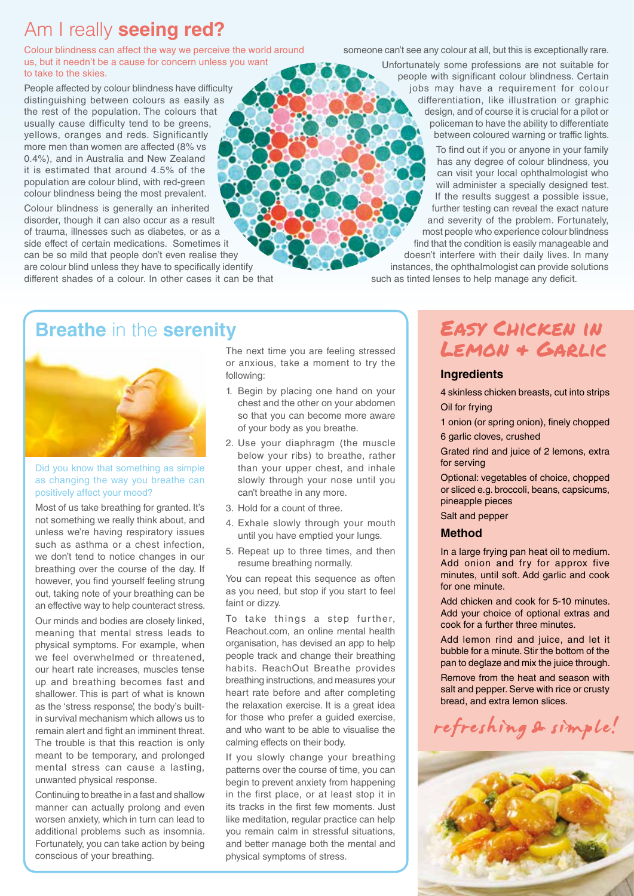# Am I really **seeing red?**

Colour blindness can affect the way we perceive the world around us, but it needn't be a cause for concern unless you want to take to the skies.

People affected by colour blindness have difficulty distinguishing between colours as easily as the rest of the population. The colours that usually cause difficulty tend to be greens, yellows, oranges and reds. Significantly more men than women are affected (8% vs 0.4%), and in Australia and New Zealand it is estimated that around 4.5% of the population are colour blind, with red-green colour blindness being the most prevalent.

Colour blindness is generally an inherited disorder, though it can also occur as a result of trauma, illnesses such as diabetes, or as a side effect of certain medications. Sometimes it can be so mild that people don't even realise they are colour blind unless they have to specifically identify different shades of a colour. In other cases it can be that someone can't see any colour at all, but this is exceptionally rare.

Unfortunately some professions are not suitable for people with significant colour blindness. Certain jobs may have a requirement for colour differentiation, like illustration or graphic design, and of course it is crucial for a pilot or policeman to have the ability to differentiate between coloured warning or traffic lights.

To find out if you or anyone in your family has any degree of colour blindness, you can visit your local ophthalmologist who will administer a specially designed test. If the results suggest a possible issue, further testing can reveal the exact nature and severity of the problem. Fortunately, most people who experience colour blindness find that the condition is easily manageable and doesn't interfere with their daily lives. In many instances, the ophthalmologist can provide solutions such as tinted lenses to help manage any deficit.

## **Breathe** in the **serenity**

Did you know that something as simple as changing the way you breathe can positively affect your mood?

Most of us take breathing for granted. It's not something we really think about, and unless we're having respiratory issues such as asthma or a chest infection, we don't tend to notice changes in our breathing over the course of the day. If however, you find yourself feeling strung out, taking note of your breathing can be an effective way to help counteract stress.

Our minds and bodies are closely linked, meaning that mental stress leads to physical symptoms. For example, when we feel overwhelmed or threatened, our heart rate increases, muscles tense up and breathing becomes fast and shallower. This is part of what is known as the 'stress response', the body's built-in survival mechanism which allows us to remain alert and fight an imminent threat. The trouble is that this reaction is only meant to be temporary, and prolonged mental stress can cause a lasting, unwanted physical response.

Continuing to breathe in a fast and shallow manner can actually prolong and even worsen anxiety, which in turn can lead to additional problems such as insomnia. Fortunately, you can take action by being conscious of your breathing.

The next time you are feeling stressed or anxious, take a moment to try the following:

1. Begin by placing one hand on your chest and the other on your abdomen so that you can become more aware of your body as you breathe.
2. Use your diaphragm (the muscle below your ribs) to breathe, rather than your upper chest, and inhale slowly through your nose until you can't breathe in any more.
3. Hold for a count of three.
4. Exhale slowly through your mouth until you have emptied your lungs.
5. Repeat up to three times, and then resume breathing normally.

You can repeat this sequence as often as you need, but stop if you start to feel faint or dizzy.

To take things a step further, Reachout.com, an online mental health organisation, has devised an app to help people track and change their breathing habits. ReachOut Breathe provides breathing instructions, and measures your heart rate before and after completing the relaxation exercise. It is a great idea for those who prefer a guided exercise, and who want to be able to visualise the calming effects on their body.

If you slowly change your breathing patterns over the course of time, you can begin to prevent anxiety from happening in the first place, or at least stop it in its tracks in the first few moments. Just like meditation, regular practice can help you remain calm in stressful situations, and better manage both the mental and physical symptoms of stress.

## Easy Chicken in Lemon + Garlic

### Ingredients

- 4 skinless chicken breasts, cut into strips
- Oil for frying
- 1 onion (or spring onion), finely chopped
- 6 garlic cloves, crushed
- Grated rind and juice of 2 lemons, extra for serving
- Optional: vegetables of choice, chopped or sliced e.g. broccoli, beans, capsicums, pineapple pieces
- Salt and pepper

### Method

In a large frying pan heat oil to medium. Add onion and fry for approx five minutes, until soft. Add garlic and cook for one minute.

Add chicken and cook for 5-10 minutes. Add your choice of optional extras and cook for a further three minutes.

Add lemon rind and juice, and let it bubble for a minute. Stir the bottom of the pan to deglaze and mix the juice through.

Remove from the heat and season with salt and pepper. Serve with rice or crusty bread, and extra lemon slices.

*refreshing & simple!*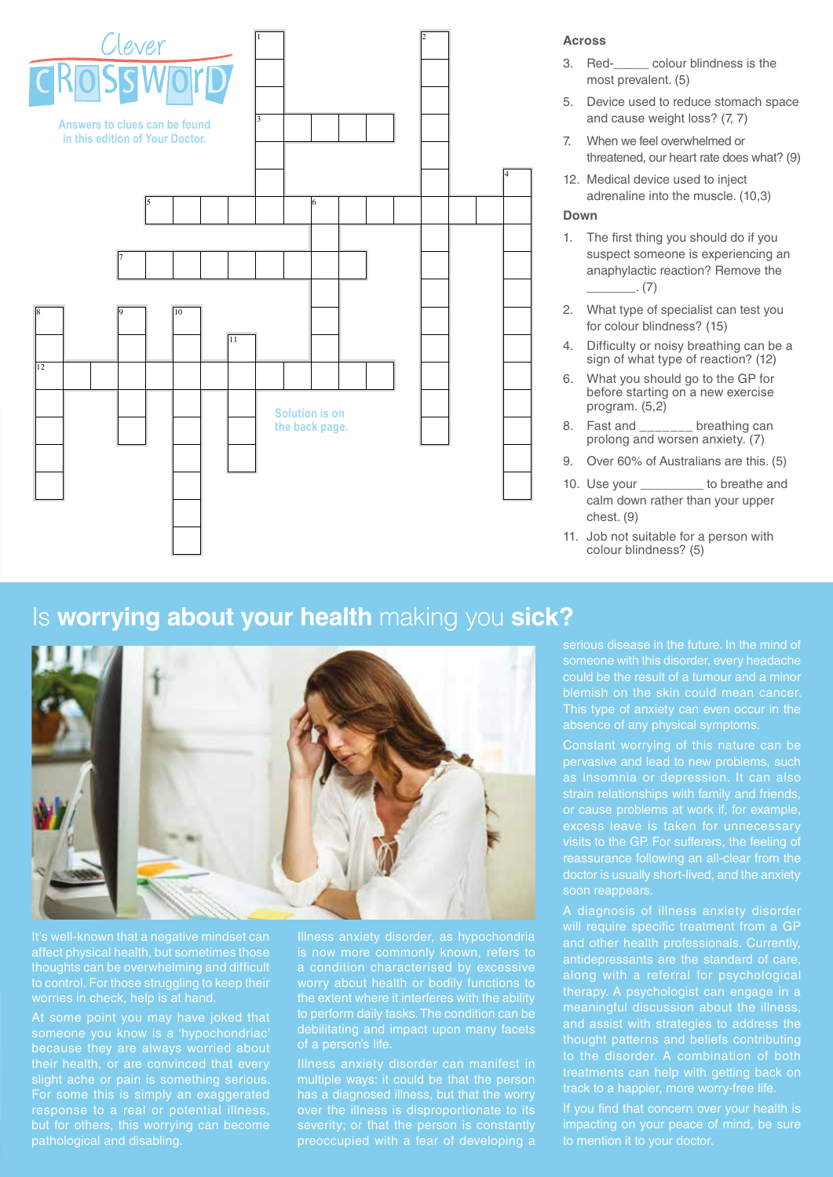# Clever CROSSWORD

Answers to clues can be found in this edition of Your Doctor.

Solution is on the back page.

### Across

3. Red-_____ colour blindness is the most prevalent. (5)
5. Device used to reduce stomach space and cause weight loss? (7, 7)
7. When we feel overwhelmed or threatened, our heart rate does what? (9)
12. Medical device used to inject adrenaline into the muscle. (10,3)

### Down

1. The first thing you should do if you suspect someone is experiencing an anaphylactic reaction? Remove the _______. (7)
2. What type of specialist can test you for colour blindness? (15)
4. Difficulty or noisy breathing can be a sign of what type of reaction? (12)
6. What you should go to the GP for before starting on a new exercise program. (5,2)
8. Fast and _______ breathing can prolong and worsen anxiety. (7)
9. Over 60% of Australians are this. (5)
10. Use your _________ to breathe and calm down rather than your upper chest. (9)
11. Job not suitable for a person with colour blindness? (5)

## Is **worrying about your health** making you **sick?**

It's well-known that a negative mindset can affect physical health, but sometimes those thoughts can be overwhelming and difficult to control. For those struggling to keep their worries in check, help is at hand.

At some point you may have joked that someone you know is a 'hypochondriac' because they are always worried about their health, or are convinced that every slight ache or pain is something serious. For some this is simply an exaggerated response to a real or potential illness, but for others, this worrying can become pathological and disabling.

Illness anxiety disorder, as hypochondria is now more commonly known, refers to a condition characterised by excessive worry about health or bodily functions to the extent where it interferes with the ability to perform daily tasks. The condition can be debilitating and impact upon many facets of a person's life.

Illness anxiety disorder can manifest in multiple ways: it could be that the person has a diagnosed illness, but that the worry over the illness is disproportionate to its severity; or that the person is constantly preoccupied with a fear of developing a serious disease in the future. In the mind of someone with this disorder, every headache could be the result of a tumour and a minor blemish on the skin could mean cancer. This type of anxiety can even occur in the absence of any physical symptoms.

Constant worrying of this nature can be pervasive and lead to new problems, such as insomnia or depression. It can also strain relationships with family and friends, or cause problems at work if, for example, excess leave is taken for unnecessary visits to the GP. For sufferers, the feeling of reassurance following an all-clear from the doctor is usually short-lived, and the anxiety soon reappears.

A diagnosis of illness anxiety disorder will require specific treatment from a GP and other health professionals. Currently, antidepressants are the standard of care, along with a referral for psychological therapy. A psychologist can engage in a meaningful discussion about the illness, and assist with strategies to address the thought patterns and beliefs contributing to the disorder. A combination of both treatments can help with getting back on track to a happier, more worry-free life.

If you find that concern over your health is impacting on your peace of mind, be sure to mention it to your doctor.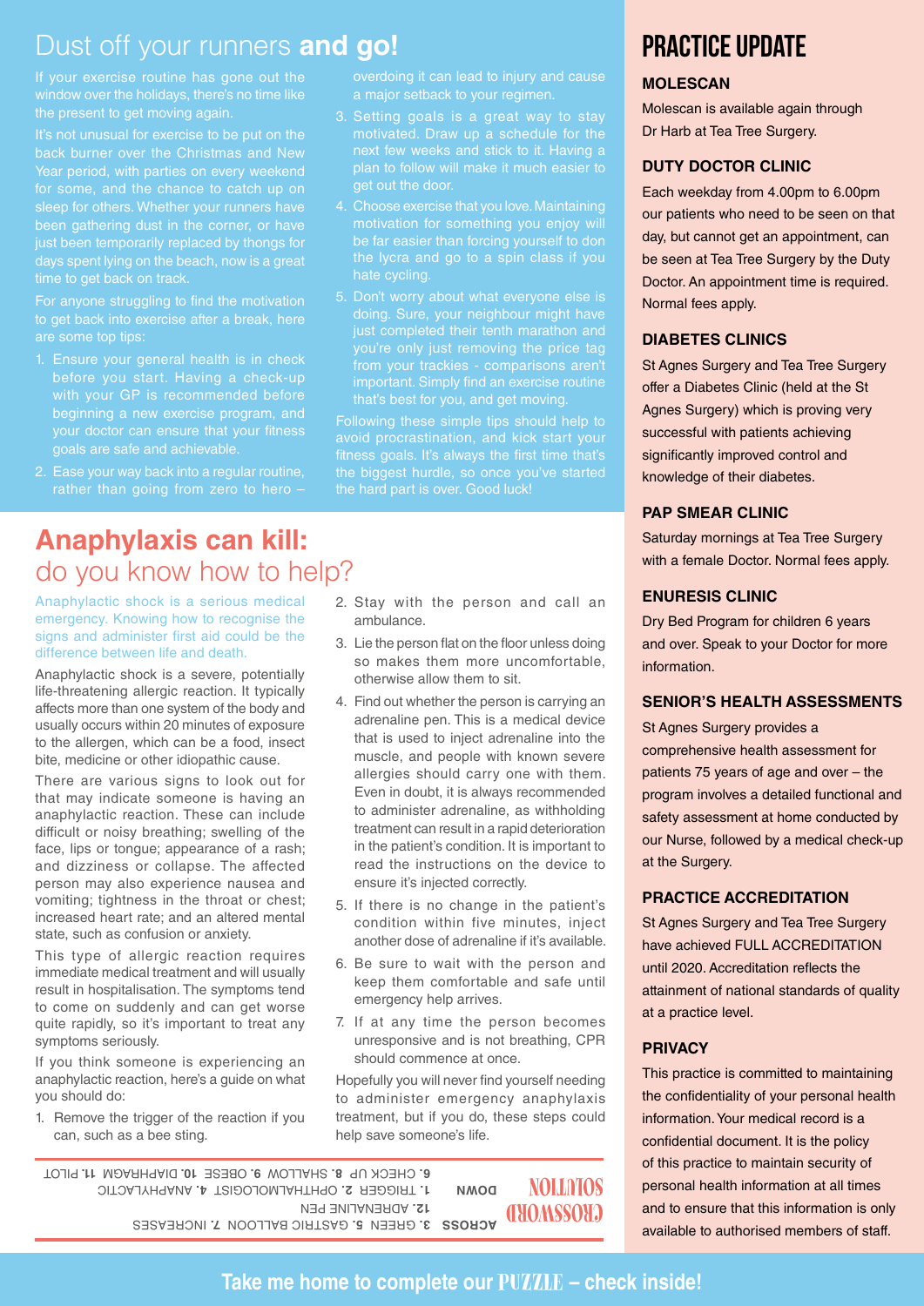# Dust off your runners **and go!**

If your exercise routine has gone out the window over the holidays, there's no time like the present to get moving again.

It's not unusual for exercise to be put on the back burner over the Christmas and New Year period, with parties on every weekend for some, and the chance to catch up on sleep for others. Whether your runners have been gathering dust in the corner, or have just been temporarily replaced by thongs for days spent lying on the beach, now is a great time to get back on track.

For anyone struggling to find the motivation to get back into exercise after a break, here are some top tips:

1. Ensure your general health is in check before you start. Having a check-up with your GP is recommended before beginning a new exercise program, and your doctor can ensure that your fitness goals are safe and achievable.
2. Ease your way back into a regular routine, rather than going from zero to hero – overdoing it can lead to injury and cause a major setback to your regimen.
3. Setting goals is a great way to stay motivated. Draw up a schedule for the next few weeks and stick to it. Having a plan to follow will make it much easier to get out the door.
4. Choose exercise that you love. Maintaining motivation for something you enjoy will be far easier than forcing yourself to don the lycra and go to a spin class if you hate cycling.
5. Don't worry about what everyone else is doing. Sure, your neighbour might have just completed their tenth marathon and you're only just removing the price tag from your trackies - comparisons aren't important. Simply find an exercise routine that's best for you, and get moving.

Following these simple tips should help to avoid procrastination, and kick start your fitness goals. It's always the first time that's the biggest hurdle, so once you've started the hard part is over. Good luck!

# Anaphylaxis can kill: do you know how to help?

Anaphylactic shock is a serious medical emergency. Knowing how to recognise the signs and administer first aid could be the difference between life and death.

Anaphylactic shock is a severe, potentially life-threatening allergic reaction. It typically affects more than one system of the body and usually occurs within 20 minutes of exposure to the allergen, which can be a food, insect bite, medicine or other idiopathic cause.

There are various signs to look out for that may indicate someone is having an anaphylactic reaction. These can include difficult or noisy breathing; swelling of the face, lips or tongue; appearance of a rash; and dizziness or collapse. The affected person may also experience nausea and vomiting; tightness in the throat or chest; increased heart rate; and an altered mental state, such as confusion or anxiety.

This type of allergic reaction requires immediate medical treatment and will usually result in hospitalisation. The symptoms tend to come on suddenly and can get worse quite rapidly, so it's important to treat any symptoms seriously.

If you think someone is experiencing an anaphylactic reaction, here's a guide on what you should do:

1. Remove the trigger of the reaction if you can, such as a bee sting.
2. Stay with the person and call an ambulance.
3. Lie the person flat on the floor unless doing so makes them more uncomfortable, otherwise allow them to sit.
4. Find out whether the person is carrying an adrenaline pen. This is a medical device that is used to inject adrenaline into the muscle, and people with known severe allergies should carry one with them. Even in doubt, it is always recommended to administer adrenaline, as withholding treatment can result in a rapid deterioration in the patient's condition. It is important to read the instructions on the device to ensure it's injected correctly.
5. If there is no change in the patient's condition within five minutes, inject another dose of adrenaline if it's available.
6. Be sure to wait with the person and keep them comfortable and safe until emergency help arrives.
7. If at any time the person becomes unresponsive and is not breathing, CPR should commence at once.

Hopefully you will never find yourself needing to administer emergency anaphylaxis treatment, but if you do, these steps could help save someone's life.

**CROSSWORD SOLUTION**

**ACROSS** 3. GREEN 5. GASTRIC BALLOON 7. INCREASES 12. ADRENALINE PEN

**DOWN** 1. TRIGGER 2. OPHTHALMOLOGIST 4. ANAPHYLACTIC 6. CHECK UP 8. SHALLOW 9. OBESE 10. DIAPHRAGM 11. PILOT

# PRACTICE UPDATE

### MOLESCAN

Molescan is available again through Dr Harb at Tea Tree Surgery.

### DUTY DOCTOR CLINIC

Each weekday from 4.00pm to 6.00pm our patients who need to be seen on that day, but cannot get an appointment, can be seen at Tea Tree Surgery by the Duty Doctor. An appointment time is required. Normal fees apply.

### DIABETES CLINICS

St Agnes Surgery and Tea Tree Surgery offer a Diabetes Clinic (held at the St Agnes Surgery) which is proving very successful with patients achieving significantly improved control and knowledge of their diabetes.

### PAP SMEAR CLINIC

Saturday mornings at Tea Tree Surgery with a female Doctor. Normal fees apply.

### ENURESIS CLINIC

Dry Bed Program for children 6 years and over. Speak to your Doctor for more information.

### SENIOR'S HEALTH ASSESSMENTS

St Agnes Surgery provides a comprehensive health assessment for patients 75 years of age and over – the program involves a detailed functional and safety assessment at home conducted by our Nurse, followed by a medical check-up at the Surgery.

### PRACTICE ACCREDITATION

St Agnes Surgery and Tea Tree Surgery have achieved FULL ACCREDITATION until 2020. Accreditation reflects the attainment of national standards of quality at a practice level.

### PRIVACY

This practice is committed to maintaining the confidentiality of your personal health information. Your medical record is a confidential document. It is the policy of this practice to maintain security of personal health information at all times and to ensure that this information is only available to authorised members of staff.

**Take me home to complete our PUZZLE – check inside!**